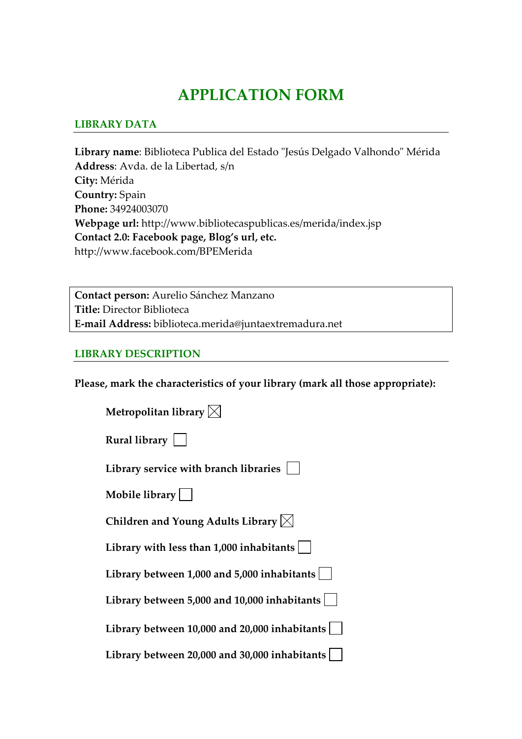# APPLICATION FORM

## LIBRARY DATA

**Library name**: Biblioteca Publica del Estado "Jesús Delgado Valhondo" Mérida
**Address**: Avda. de la Libertad, s/n
**City:** Mérida
**Country:** Spain
**Phone:** 34924003070
**Webpage url:** http://www.bibliotecaspublicas.es/merida/index.jsp
**Contact 2.0: Facebook page, Blog's url, etc.**
http://www.facebook.com/BPEMerida

**Contact person:** Aurelio Sánchez Manzano
**Title:** Director Biblioteca
**E-mail Address:** biblioteca.merida@juntaextremadura.net

## LIBRARY DESCRIPTION

**Please, mark the characteristics of your library (mark all those appropriate):**

- **Metropolitan library** ☒
- **Rural library** ☐
- **Library service with branch libraries** ☐
- **Mobile library** ☐
- **Children and Young Adults Library** ☒
- **Library with less than 1,000 inhabitants** ☐
- **Library between 1,000 and 5,000 inhabitants** ☐
- **Library between 5,000 and 10,000 inhabitants** ☐
- **Library between 10,000 and 20,000 inhabitants** ☐
- **Library between 20,000 and 30,000 inhabitants** ☐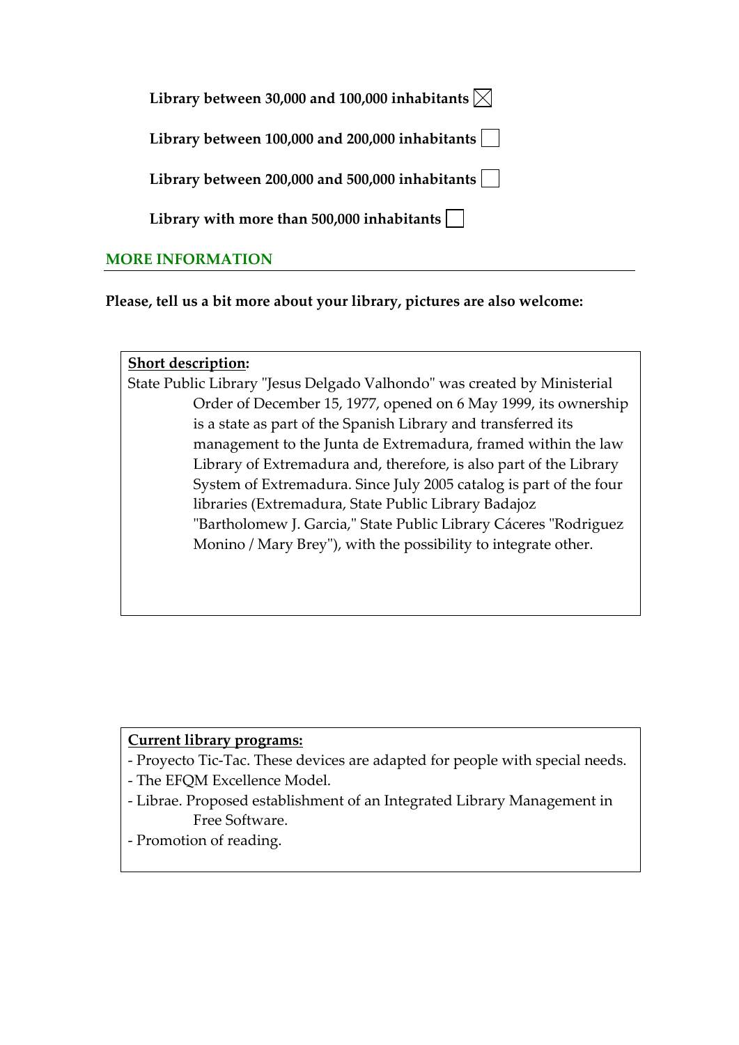**Library between 30,000 and 100,000 inhabitants** ☒

**Library between 100,000 and 200,000 inhabitants** ☐

**Library between 200,000 and 500,000 inhabitants** ☐

**Library with more than 500,000 inhabitants** ☐

## MORE INFORMATION

**Please, tell us a bit more about your library, pictures are also welcome:**

**Short description:**

State Public Library "Jesus Delgado Valhondo" was created by Ministerial Order of December 15, 1977, opened on 6 May 1999, its ownership is a state as part of the Spanish Library and transferred its management to the Junta de Extremadura, framed within the law Library of Extremadura and, therefore, is also part of the Library System of Extremadura. Since July 2005 catalog is part of the four libraries (Extremadura, State Public Library Badajoz "Bartholomew J. Garcia," State Public Library Cáceres "Rodriguez Monino / Mary Brey"), with the possibility to integrate other.

**Current library programs:**

- Proyecto Tic-Tac. These devices are adapted for people with special needs.
- The EFQM Excellence Model.
- Librae. Proposed establishment of an Integrated Library Management in Free Software.
- Promotion of reading.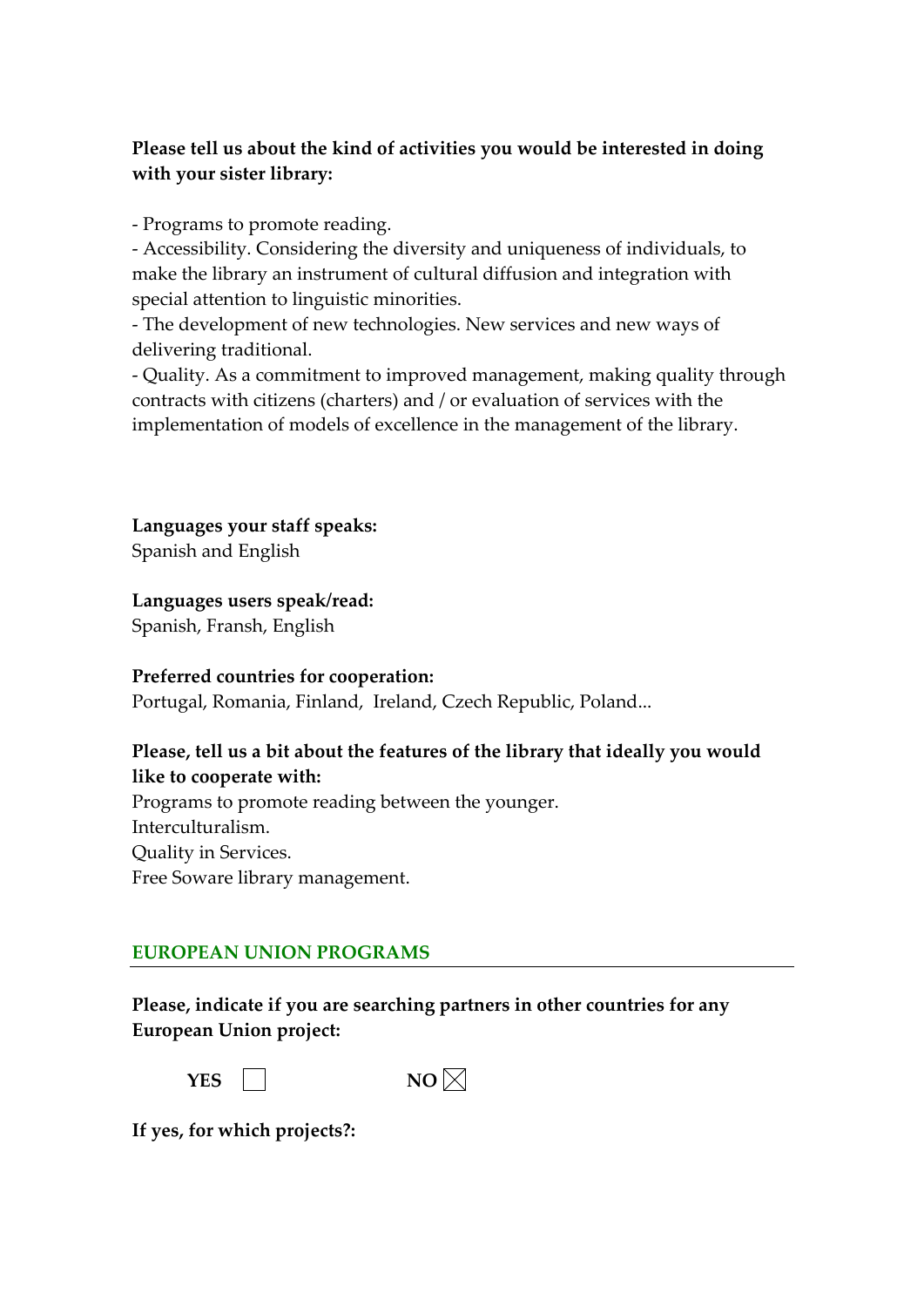**Please tell us about the kind of activities you would be interested in doing with your sister library:**

- Programs to promote reading.
- Accessibility. Considering the diversity and uniqueness of individuals, to make the library an instrument of cultural diffusion and integration with special attention to linguistic minorities.
- The development of new technologies. New services and new ways of delivering traditional.
- Quality. As a commitment to improved management, making quality through contracts with citizens (charters) and / or evaluation of services with the implementation of models of excellence in the management of the library.

**Languages your staff speaks:**
Spanish and English

**Languages users speak/read:**
Spanish, Fransh, English

**Preferred countries for cooperation:**
Portugal, Romania, Finland, Ireland, Czech Republic, Poland...

**Please, tell us a bit about the features of the library that ideally you would like to cooperate with:**
Programs to promote reading between the younger.
Interculturalism.
Quality in Services.
Free Soware library management.

## EUROPEAN UNION PROGRAMS

**Please, indicate if you are searching partners in other countries for any European Union project:**

**YES** ☐ **NO** ☒

**If yes, for which projects?:**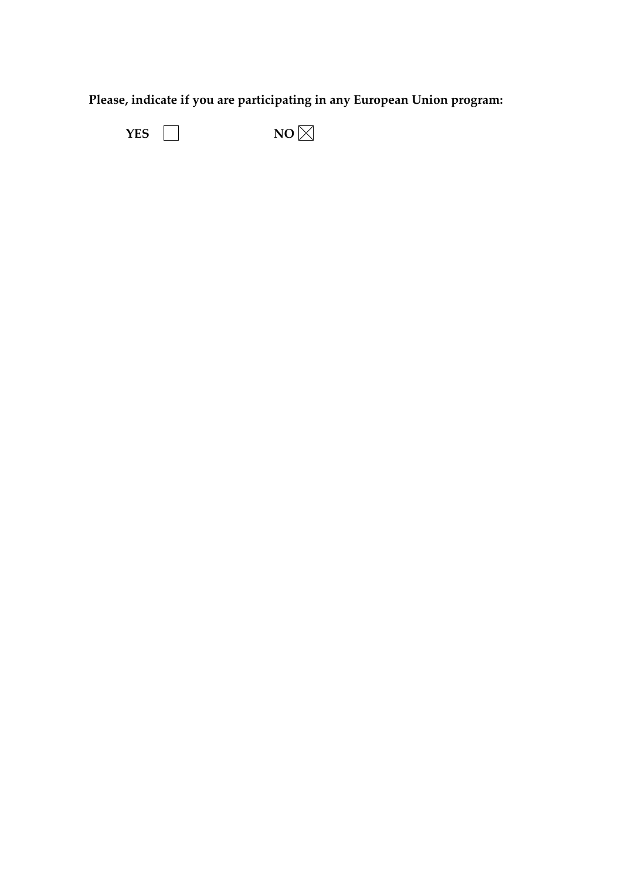**Please, indicate if you are participating in any European Union program:**

**YES** ☐ **NO** ☒